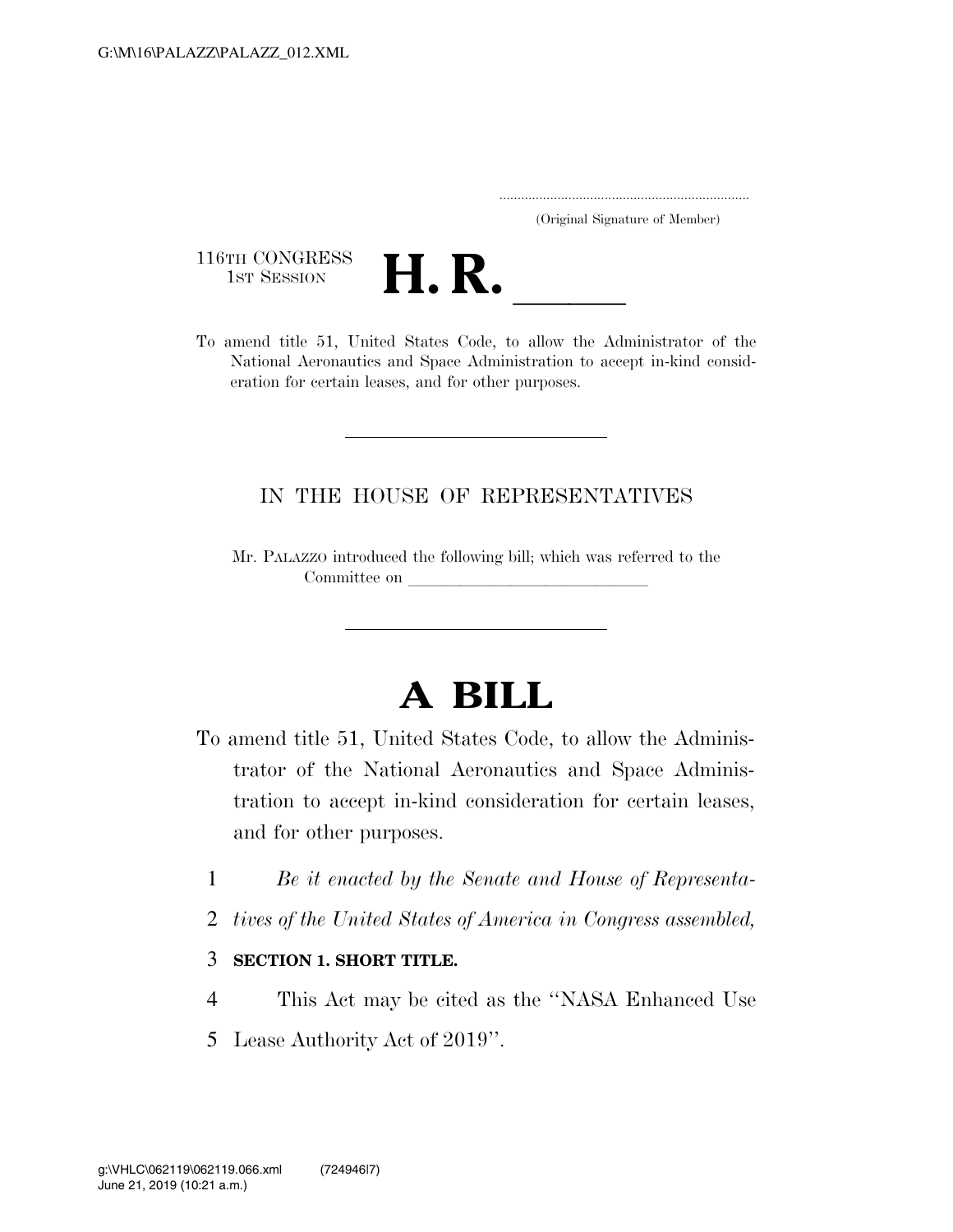G:\M\16\PALAZZ\PALAZZ_012.XML

.....................................................................
(Original Signature of Member)

116TH CONGRESS
1ST SESSION

# H. R. \_\_\_\_\_\_

To amend title 51, United States Code, to allow the Administrator of the National Aeronautics and Space Administration to accept in-kind consideration for certain leases, and for other purposes.

---

IN THE HOUSE OF REPRESENTATIVES

Mr. PALAZZO introduced the following bill; which was referred to the Committee on \_\_\_\_\_\_\_\_\_\_\_\_\_\_\_\_\_\_\_\_\_\_\_\_\_\_\_\_\_\_

---

# A BILL

To amend title 51, United States Code, to allow the Administrator of the National Aeronautics and Space Administration to accept in-kind consideration for certain leases, and for other purposes.

1 *Be it enacted by the Senate and House of Representa-*
2 *tives of the United States of America in Congress assembled,*

3 **SECTION 1. SHORT TITLE.**

4 This Act may be cited as the ''NASA Enhanced Use
5 Lease Authority Act of 2019''.

g:\VHLC\062119\062119.066.xml (724946|7)
June 21, 2019 (10:21 a.m.)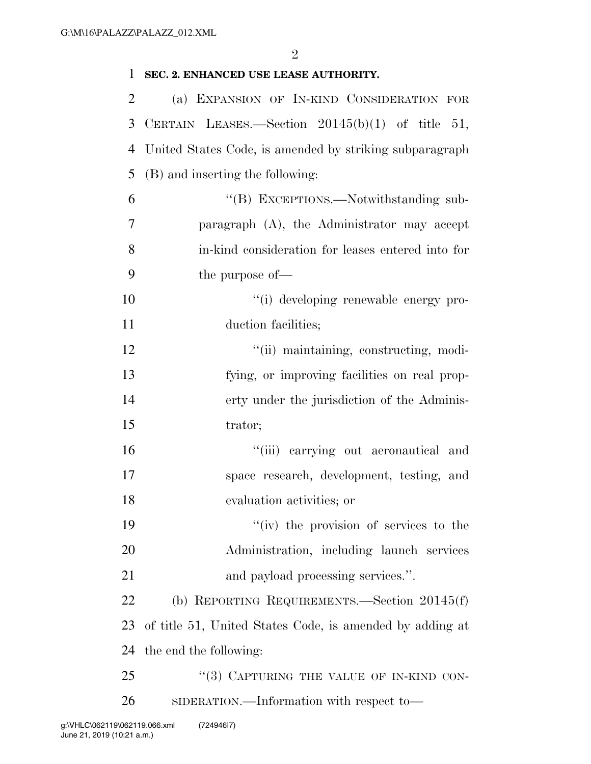**SEC. 2. ENHANCED USE LEASE AUTHORITY.**

(a) EXPANSION OF IN-KIND CONSIDERATION FOR CERTAIN LEASES.—Section 20145(b)(1) of title 51, United States Code, is amended by striking subparagraph (B) and inserting the following:

"(B) EXCEPTIONS.—Notwithstanding subparagraph (A), the Administrator may accept in-kind consideration for leases entered into for the purpose of—

"(i) developing renewable energy production facilities;

"(ii) maintaining, constructing, modifying, or improving facilities on real property under the jurisdiction of the Administrator;

"(iii) carrying out aeronautical and space research, development, testing, and evaluation activities; or

"(iv) the provision of services to the Administration, including launch services and payload processing services.".

(b) REPORTING REQUIREMENTS.—Section 20145(f) of title 51, United States Code, is amended by adding at the end the following:

"(3) CAPTURING THE VALUE OF IN-KIND CONSIDERATION.—Information with respect to—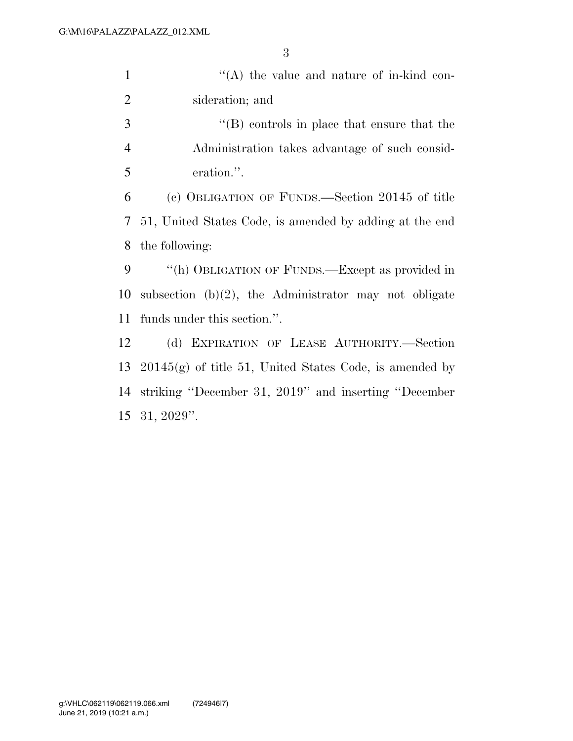"(A) the value and nature of in-kind consideration; and

"(B) controls in place that ensure that the Administration takes advantage of such consideration.".

(c) OBLIGATION OF FUNDS.—Section 20145 of title 51, United States Code, is amended by adding at the end the following:

"(h) OBLIGATION OF FUNDS.—Except as provided in subsection (b)(2), the Administrator may not obligate funds under this section.".

(d) EXPIRATION OF LEASE AUTHORITY.—Section 20145(g) of title 51, United States Code, is amended by striking "December 31, 2019" and inserting "December 31, 2029".